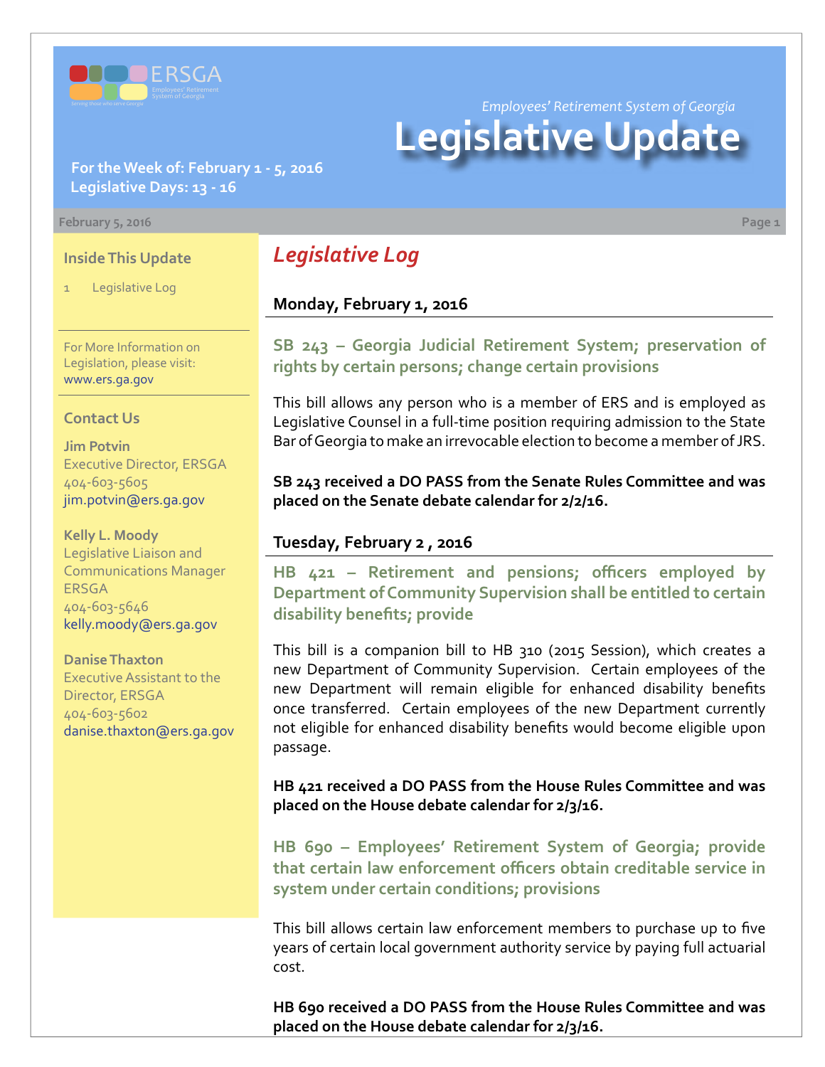Employees' Retirement System of Georgia

# Legislative Update

**For the Week of: February 1 - 5, 2016**
**Legislative Days: 13 - 16**

February 5, 2016

### Inside This Update

1 Legislative Log

For More Information on Legislation, please visit: www.ers.ga.gov

### Contact Us

**Jim Potvin**
Executive Director, ERSGA
404-603-5605
jim.potvin@ers.ga.gov

**Kelly L. Moody**
Legislative Liaison and Communications Manager ERSGA
404-603-5646
kelly.moody@ers.ga.gov

**Danise Thaxton**
Executive Assistant to the Director, ERSGA
404-603-5602
danise.thaxton@ers.ga.gov

## *Legislative Log*

### Monday, February 1, 2016

#### SB 243 – Georgia Judicial Retirement System; preservation of rights by certain persons; change certain provisions

This bill allows any person who is a member of ERS and is employed as Legislative Counsel in a full-time position requiring admission to the State Bar of Georgia to make an irrevocable election to become a member of JRS.

**SB 243 received a DO PASS from the Senate Rules Committee and was placed on the Senate debate calendar for 2/2/16.**

### Tuesday, February 2 , 2016

#### HB 421 – Retirement and pensions; officers employed by Department of Community Supervision shall be entitled to certain disability benefits; provide

This bill is a companion bill to HB 310 (2015 Session), which creates a new Department of Community Supervision. Certain employees of the new Department will remain eligible for enhanced disability benefits once transferred. Certain employees of the new Department currently not eligible for enhanced disability benefits would become eligible upon passage.

**HB 421 received a DO PASS from the House Rules Committee and was placed on the House debate calendar for 2/3/16.**

#### HB 690 – Employees' Retirement System of Georgia; provide that certain law enforcement officers obtain creditable service in system under certain conditions; provisions

This bill allows certain law enforcement members to purchase up to five years of certain local government authority service by paying full actuarial cost.

**HB 690 received a DO PASS from the House Rules Committee and was placed on the House debate calendar for 2/3/16.**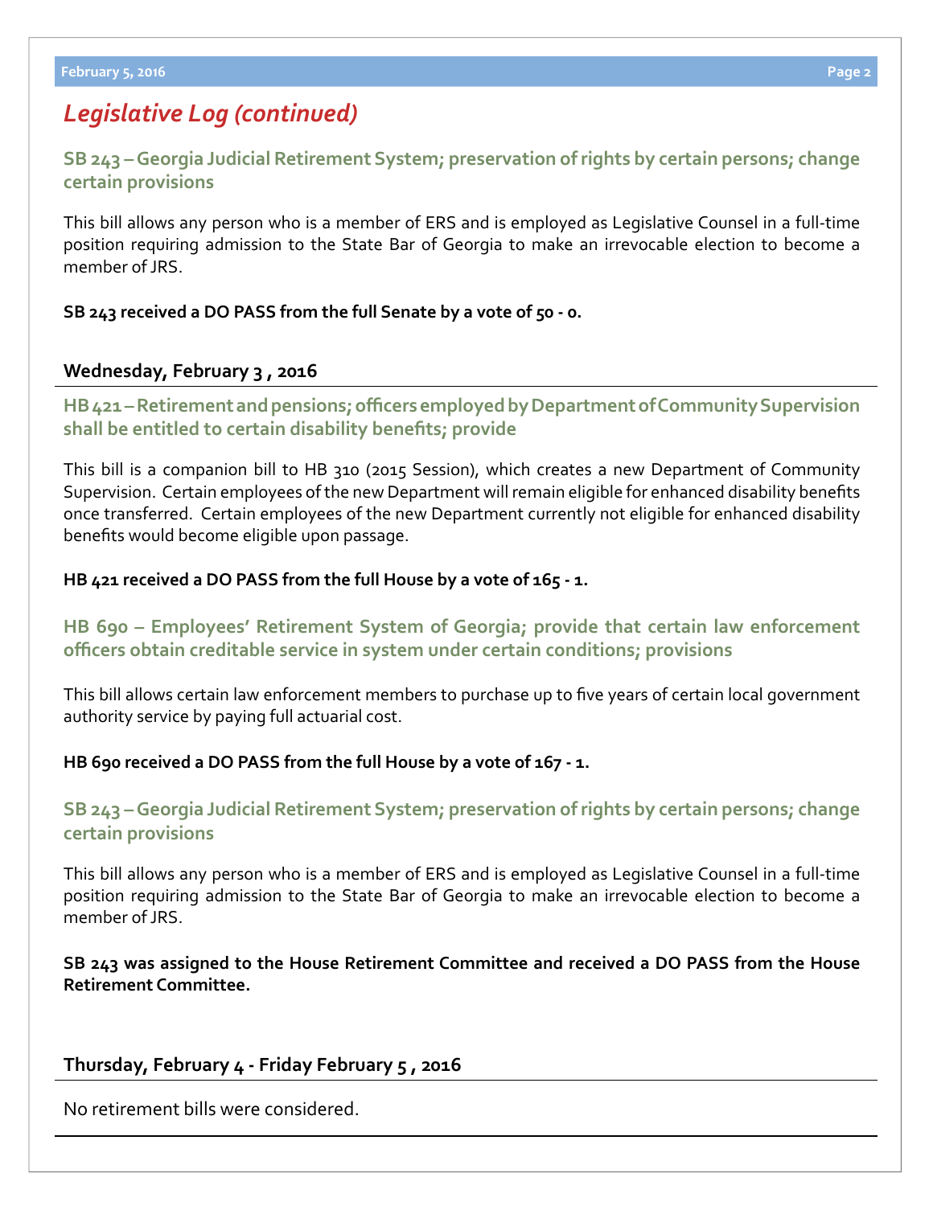## *Legislative Log (continued)*

### SB 243 – Georgia Judicial Retirement System; preservation of rights by certain persons; change certain provisions

This bill allows any person who is a member of ERS and is employed as Legislative Counsel in a full-time position requiring admission to the State Bar of Georgia to make an irrevocable election to become a member of JRS.

**SB 243 received a DO PASS from the full Senate by a vote of 50 - 0.**

### Wednesday, February 3 , 2016

### HB 421 – Retirement and pensions; officers employed by Department of Community Supervision shall be entitled to certain disability benefits; provide

This bill is a companion bill to HB 310 (2015 Session), which creates a new Department of Community Supervision. Certain employees of the new Department will remain eligible for enhanced disability benefits once transferred. Certain employees of the new Department currently not eligible for enhanced disability benefits would become eligible upon passage.

**HB 421 received a DO PASS from the full House by a vote of 165 - 1.**

### HB 690 – Employees' Retirement System of Georgia; provide that certain law enforcement officers obtain creditable service in system under certain conditions; provisions

This bill allows certain law enforcement members to purchase up to five years of certain local government authority service by paying full actuarial cost.

**HB 690 received a DO PASS from the full House by a vote of 167 - 1.**

### SB 243 – Georgia Judicial Retirement System; preservation of rights by certain persons; change certain provisions

This bill allows any person who is a member of ERS and is employed as Legislative Counsel in a full-time position requiring admission to the State Bar of Georgia to make an irrevocable election to become a member of JRS.

**SB 243 was assigned to the House Retirement Committee and received a DO PASS from the House Retirement Committee.**

### Thursday, February 4 - Friday February 5 , 2016

No retirement bills were considered.